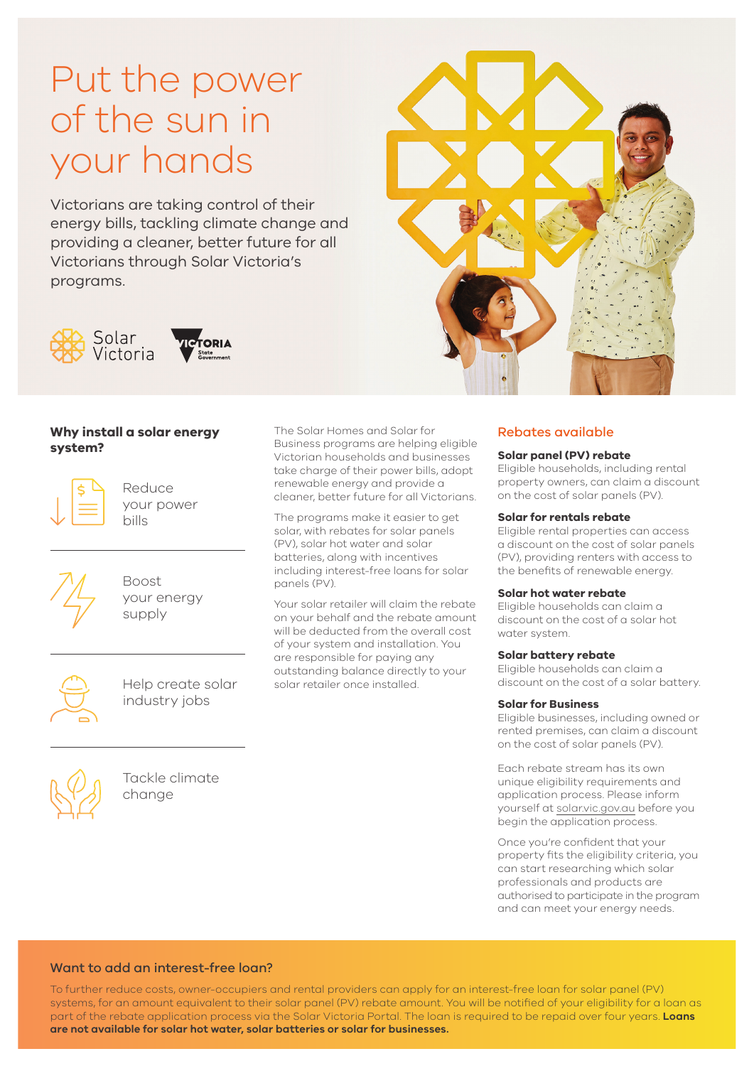# Put the power of the sun in your hands

Victorians are taking control of their energy bills, tackling climate change and providing a cleaner, better future for all Victorians through Solar Victoria's programs.

Solar Victoria

VICTORIA State Government

**Why install a solar energy system?**

- Reduce your power bills
- Boost your energy supply
- Help create solar industry jobs
- Tackle climate change

The Solar Homes and Solar for Business programs are helping eligible Victorian households and businesses take charge of their power bills, adopt renewable energy and provide a cleaner, better future for all Victorians.

The programs make it easier to get solar, with rebates for solar panels (PV), solar hot water and solar batteries, along with incentives including interest-free loans for solar panels (PV).

Your solar retailer will claim the rebate on your behalf and the rebate amount will be deducted from the overall cost of your system and installation. You are responsible for paying any outstanding balance directly to your solar retailer once installed.

## Rebates available

**Solar panel (PV) rebate**
Eligible households, including rental property owners, can claim a discount on the cost of solar panels (PV).

**Solar for rentals rebate**
Eligible rental properties can access a discount on the cost of solar panels (PV), providing renters with access to the benefits of renewable energy.

**Solar hot water rebate**
Eligible households can claim a discount on the cost of a solar hot water system.

**Solar battery rebate**
Eligible households can claim a discount on the cost of a solar battery.

**Solar for Business**
Eligible businesses, including owned or rented premises, can claim a discount on the cost of solar panels (PV).

Each rebate stream has its own unique eligibility requirements and application process. Please inform yourself at solar.vic.gov.au before you begin the application process.

Once you're confident that your property fits the eligibility criteria, you can start researching which solar professionals and products are authorised to participate in the program and can meet your energy needs.

## Want to add an interest-free loan?

To further reduce costs, owner-occupiers and rental providers can apply for an interest-free loan for solar panel (PV) systems, for an amount equivalent to their solar panel (PV) rebate amount. You will be notified of your eligibility for a loan as part of the rebate application process via the Solar Victoria Portal. The loan is required to be repaid over four years. **Loans are not available for solar hot water, solar batteries or solar for businesses.**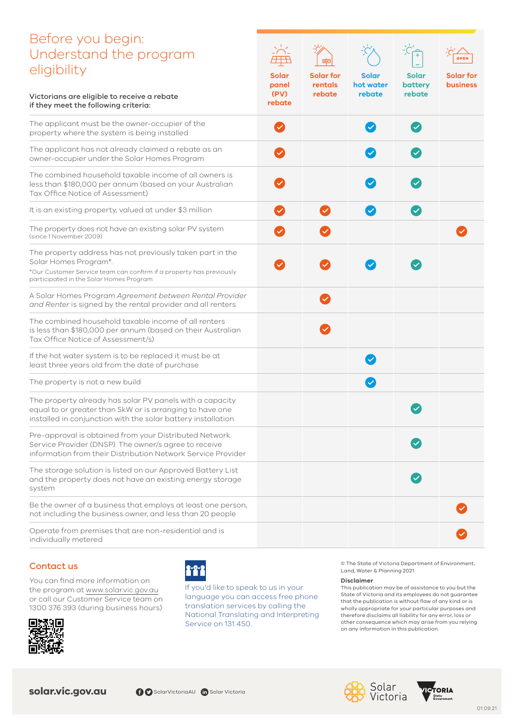# Before you begin: Understand the program eligibility

| Victorians are eligible to receive a rebate if they meet the following criteria: | Solar panel (PV) rebate | Solar for rentals rebate | Solar hot water rebate | Solar battery rebate | Solar for business |
|---|---|---|---|---|---|
| The applicant must be the owner-occupier of the property where the system is being installed | ✓ | | ✓ | ✓ | |
| The applicant has not already claimed a rebate as an owner-occupier under the Solar Homes Program | ✓ | | ✓ | ✓ | |
| The combined household taxable income of all owners is less than $180,000 per annum (based on your Australian Tax Office Notice of Assessment) | ✓ | | ✓ | ✓ | |
| It is an existing property, valued at under $3 million | ✓ | ✓ | ✓ | ✓ | |
| The property does not have an existing solar PV system (since 1 November 2009) | ✓ | ✓ | | | ✓ |
| The property address has not previously taken part in the Solar Homes Program*. *Our Customer Service team can confirm if a property has previously participated in the Solar Homes Program | ✓ | ✓ | ✓ | ✓ | |
| A Solar Homes Program *Agreement between Rental Provider and Renter* is signed by the rental provider and all renters | | ✓ | | | |
| The combined household taxable income of all renters is less than $180,000 per annum (based on their Australian Tax Office Notice of Assessment/s) | | ✓ | | | |
| If the hot water system is to be replaced it must be at least three years old from the date of purchase | | | ✓ | | |
| The property is not a new build | | | ✓ | | |
| The property already has solar PV panels with a capacity equal to or greater than 5kW or is arranging to have one installed in conjunction with the solar battery installation | | | | ✓ | |
| Pre-approval is obtained from your Distributed Network Service Provider (DNSP). The owner/s agree to receive information from their Distribution Network Service Provider | | | | ✓ | |
| The storage solution is listed on our Approved Battery List and the property does not have an existing energy storage system | | | | ✓ | |
| Be the owner of a business that employs at least one person, not including the business owner, and less than 20 people | | | | | ✓ |
| Operate from premises that are non-residential and is individually metered | | | | | ✓ |

## Contact us

You can find more information on the program at www.solar.vic.gov.au or call our Customer Service team on 1300 376 393 (during business hours)

If you'd like to speak to us in your language you can access free phone translation services by calling the National Translating and Interpreting Service on 131 450.

© The State of Victoria Department of Environment, Land, Water & Planning 2021

**Disclaimer**

This publication may be of assistance to you but the State of Victoria and its employees do not guarantee that the publication is without flaw of any kind or is wholly appropriate for your particular purposes and therefore disclaims all liability for any error, loss or other consequence which may arise from you relying on any information in this publication.

**solar.vic.gov.au**

SolarVictoriaAU · Solar Victoria

Solar Victoria · Victoria State Government

01.09.21